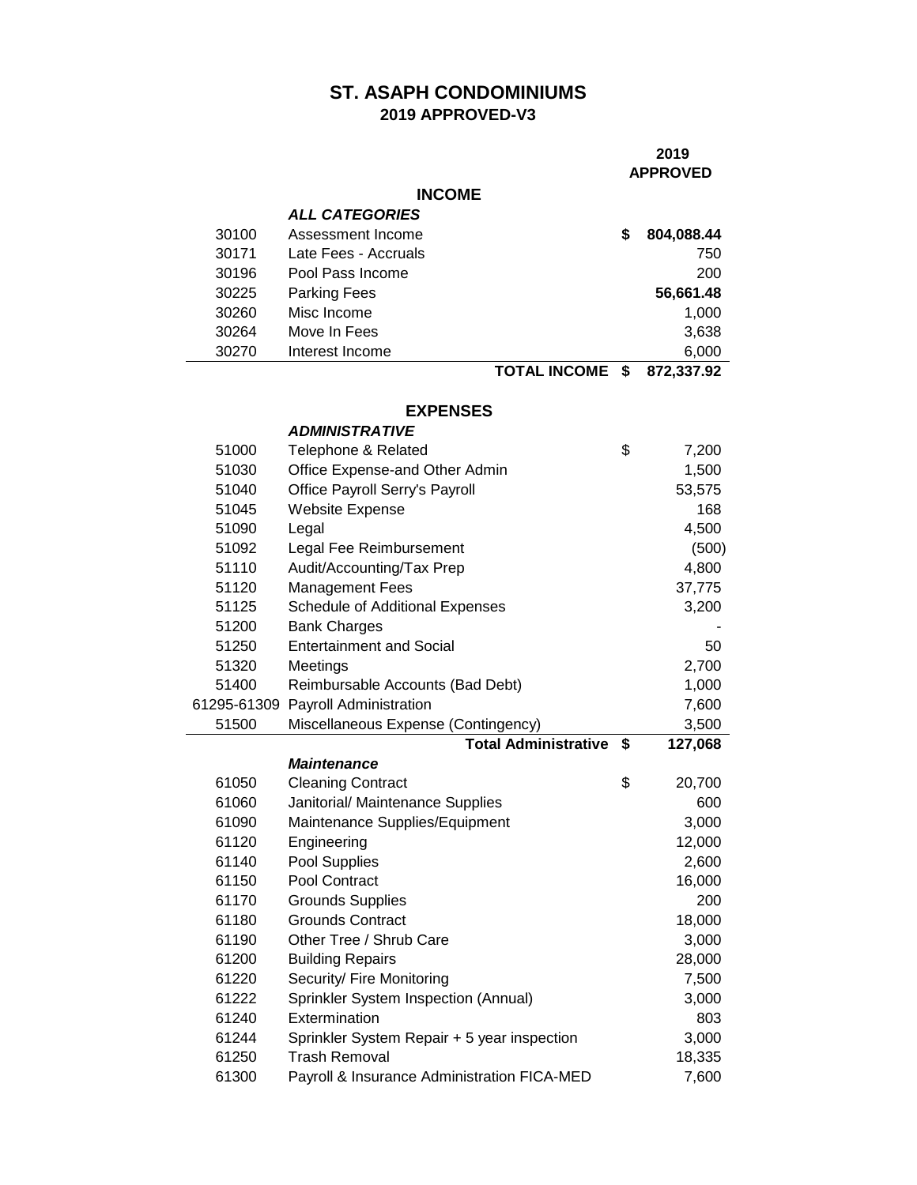# ST. ASAPH CONDOMINIUMS

## 2019 APPROVED-V3

| | | | 2019 APPROVED |
|---|---|---|---|
| | **INCOME** | | |
| | ***ALL CATEGORIES*** | | |
| 30100 | Assessment Income | $ | **804,088.44** |
| 30171 | Late Fees - Accruals | | 750 |
| 30196 | Pool Pass Income | | 200 |
| 30225 | Parking Fees | | **56,661.48** |
| 30260 | Misc Income | | 1,000 |
| 30264 | Move In Fees | | 3,638 |
| 30270 | Interest Income | | 6,000 |
| | **TOTAL INCOME** | **$** | **872,337.92** |
| | **EXPENSES** | | |
| | ***ADMINISTRATIVE*** | | |
| 51000 | Telephone & Related | $ | 7,200 |
| 51030 | Office Expense-and Other Admin | | 1,500 |
| 51040 | Office Payroll Serry's Payroll | | 53,575 |
| 51045 | Website Expense | | 168 |
| 51090 | Legal | | 4,500 |
| 51092 | Legal Fee Reimbursement | | (500) |
| 51110 | Audit/Accounting/Tax Prep | | 4,800 |
| 51120 | Management Fees | | 37,775 |
| 51125 | Schedule of Additional Expenses | | 3,200 |
| 51200 | Bank Charges | | - |
| 51250 | Entertainment and Social | | 50 |
| 51320 | Meetings | | 2,700 |
| 51400 | Reimbursable Accounts (Bad Debt) | | 1,000 |
| 61295-61309 | Payroll Administration | | 7,600 |
| 51500 | Miscellaneous Expense (Contingency) | | 3,500 |
| | **Total Administrative** | **$** | **127,068** |
| | ***Maintenance*** | | |
| 61050 | Cleaning Contract | $ | 20,700 |
| 61060 | Janitorial/ Maintenance Supplies | | 600 |
| 61090 | Maintenance Supplies/Equipment | | 3,000 |
| 61120 | Engineering | | 12,000 |
| 61140 | Pool Supplies | | 2,600 |
| 61150 | Pool Contract | | 16,000 |
| 61170 | Grounds Supplies | | 200 |
| 61180 | Grounds Contract | | 18,000 |
| 61190 | Other Tree / Shrub Care | | 3,000 |
| 61200 | Building Repairs | | 28,000 |
| 61220 | Security/ Fire Monitoring | | 7,500 |
| 61222 | Sprinkler System Inspection (Annual) | | 3,000 |
| 61240 | Extermination | | 803 |
| 61244 | Sprinkler System Repair + 5 year inspection | | 3,000 |
| 61250 | Trash Removal | | 18,335 |
| 61300 | Payroll & Insurance Administration FICA-MED | | 7,600 |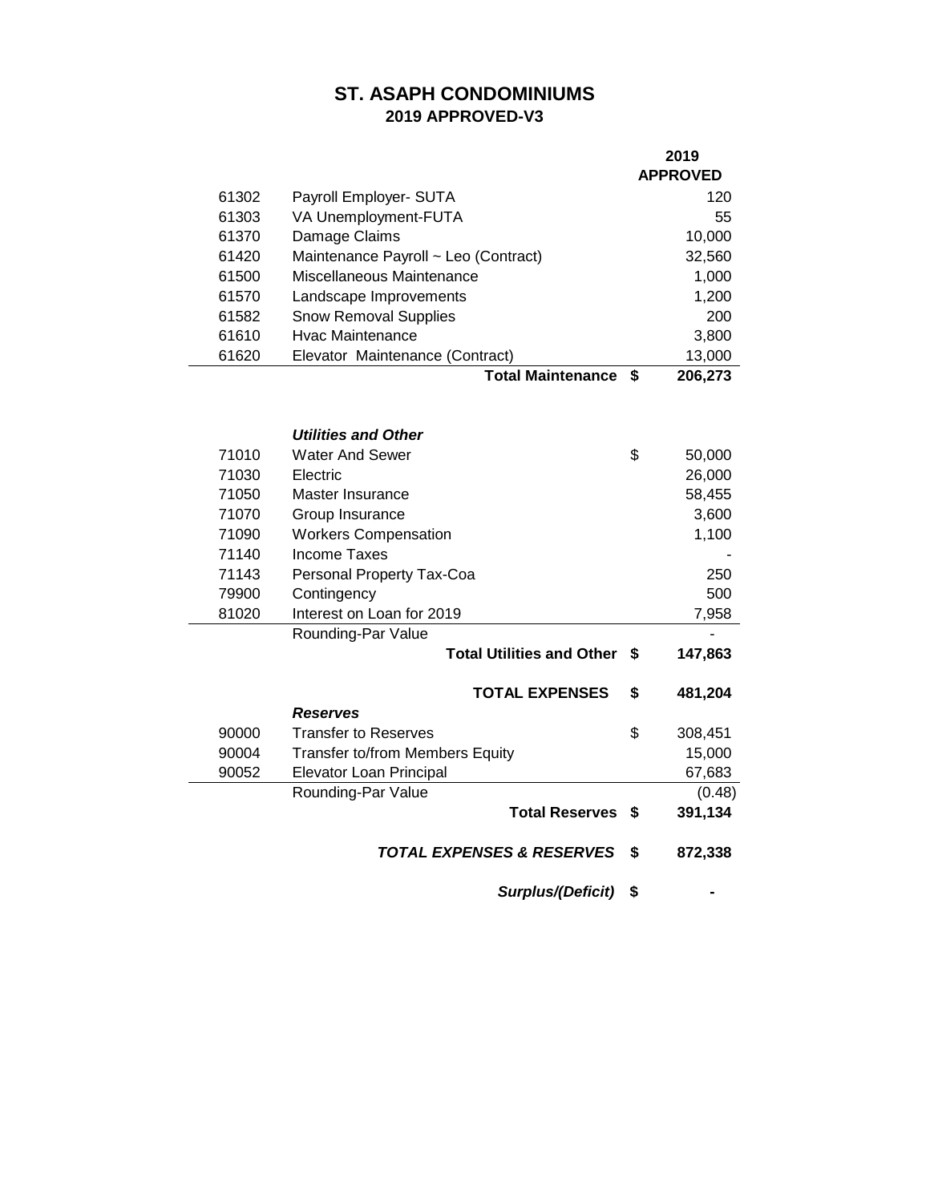# ST. ASAPH CONDOMINIUMS
## 2019 APPROVED-V3

| | | | 2019 APPROVED |
|---|---|---|---|
| 61302 | Payroll Employer- SUTA | | 120 |
| 61303 | VA Unemployment-FUTA | | 55 |
| 61370 | Damage Claims | | 10,000 |
| 61420 | Maintenance Payroll ~ Leo (Contract) | | 32,560 |
| 61500 | Miscellaneous Maintenance | | 1,000 |
| 61570 | Landscape Improvements | | 1,200 |
| 61582 | Snow Removal Supplies | | 200 |
| 61610 | Hvac Maintenance | | 3,800 |
| 61620 | Elevator Maintenance (Contract) | | 13,000 |
| | **Total Maintenance** | **$** | **206,273** |
| | | | |
| | ***Utilities and Other*** | | |
| 71010 | Water And Sewer | $ | 50,000 |
| 71030 | Electric | | 26,000 |
| 71050 | Master Insurance | | 58,455 |
| 71070 | Group Insurance | | 3,600 |
| 71090 | Workers Compensation | | 1,100 |
| 71140 | Income Taxes | | - |
| 71143 | Personal Property Tax-Coa | | 250 |
| 79900 | Contingency | | 500 |
| 81020 | Interest on Loan for 2019 | | 7,958 |
| | Rounding-Par Value | | - |
| | **Total Utilities and Other** | **$** | **147,863** |
| | | | |
| | **TOTAL EXPENSES** | **$** | **481,204** |
| | ***Reserves*** | | |
| 90000 | Transfer to Reserves | $ | 308,451 |
| 90004 | Transfer to/from Members Equity | | 15,000 |
| 90052 | Elevator Loan Principal | | 67,683 |
| | Rounding-Par Value | | (0.48) |
| | **Total Reserves** | **$** | **391,134** |
| | | | |
| | ***TOTAL EXPENSES & RESERVES*** | **$** | **872,338** |
| | | | |
| | ***Surplus/(Deficit)*** | **$** | **-** |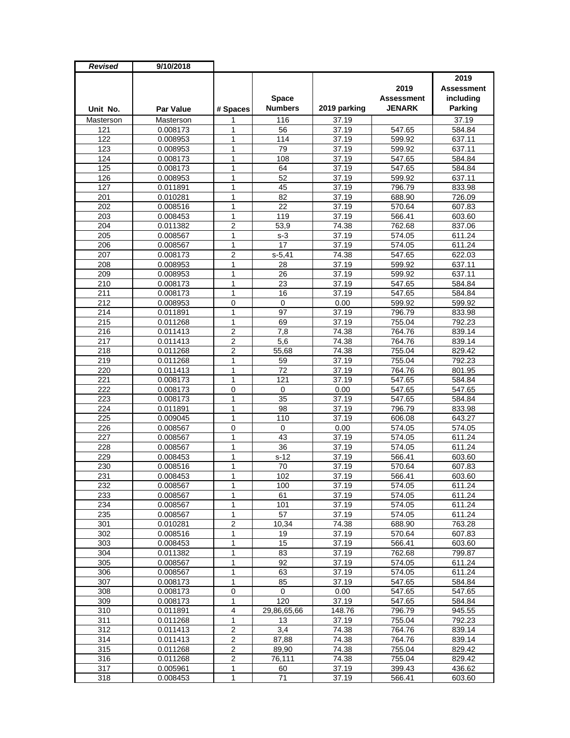| *Revised* | 9/10/2018 | | | | | |
|---|---|---|---|---|---|---|
| **Unit No.** | **Par Value** | **# Spaces** | **Space Numbers** | **2019 parking** | **2019 Assessment JENARK** | **2019 Assessment including Parking** |
| Masterson | Masterson | 1 | 116 | 37.19 | | 37.19 |
| 121 | 0.008173 | 1 | 56 | 37.19 | 547.65 | 584.84 |
| 122 | 0.008953 | 1 | 114 | 37.19 | 599.92 | 637.11 |
| 123 | 0.008953 | 1 | 79 | 37.19 | 599.92 | 637.11 |
| 124 | 0.008173 | 1 | 108 | 37.19 | 547.65 | 584.84 |
| 125 | 0.008173 | 1 | 64 | 37.19 | 547.65 | 584.84 |
| 126 | 0.008953 | 1 | 52 | 37.19 | 599.92 | 637.11 |
| 127 | 0.011891 | 1 | 45 | 37.19 | 796.79 | 833.98 |
| 201 | 0.010281 | 1 | 82 | 37.19 | 688.90 | 726.09 |
| 202 | 0.008516 | 1 | 22 | 37.19 | 570.64 | 607.83 |
| 203 | 0.008453 | 1 | 119 | 37.19 | 566.41 | 603.60 |
| 204 | 0.011382 | 2 | 53,9 | 74.38 | 762.68 | 837.06 |
| 205 | 0.008567 | 1 | s-3 | 37.19 | 574.05 | 611.24 |
| 206 | 0.008567 | 1 | 17 | 37.19 | 574.05 | 611.24 |
| 207 | 0.008173 | 2 | s-5,41 | 74.38 | 547.65 | 622.03 |
| 208 | 0.008953 | 1 | 28 | 37.19 | 599.92 | 637.11 |
| 209 | 0.008953 | 1 | 26 | 37.19 | 599.92 | 637.11 |
| 210 | 0.008173 | 1 | 23 | 37.19 | 547.65 | 584.84 |
| 211 | 0.008173 | 1 | 16 | 37.19 | 547.65 | 584.84 |
| 212 | 0.008953 | 0 | 0 | 0.00 | 599.92 | 599.92 |
| 214 | 0.011891 | 1 | 97 | 37.19 | 796.79 | 833.98 |
| 215 | 0.011268 | 1 | 69 | 37.19 | 755.04 | 792.23 |
| 216 | 0.011413 | 2 | 7,8 | 74.38 | 764.76 | 839.14 |
| 217 | 0.011413 | 2 | 5,6 | 74.38 | 764.76 | 839.14 |
| 218 | 0.011268 | 2 | 55,68 | 74.38 | 755.04 | 829.42 |
| 219 | 0.011268 | 1 | 59 | 37.19 | 755.04 | 792.23 |
| 220 | 0.011413 | 1 | 72 | 37.19 | 764.76 | 801.95 |
| 221 | 0.008173 | 1 | 121 | 37.19 | 547.65 | 584.84 |
| 222 | 0.008173 | 0 | 0 | 0.00 | 547.65 | 547.65 |
| 223 | 0.008173 | 1 | 35 | 37.19 | 547.65 | 584.84 |
| 224 | 0.011891 | 1 | 98 | 37.19 | 796.79 | 833.98 |
| 225 | 0.009045 | 1 | 110 | 37.19 | 606.08 | 643.27 |
| 226 | 0.008567 | 0 | 0 | 0.00 | 574.05 | 574.05 |
| 227 | 0.008567 | 1 | 43 | 37.19 | 574.05 | 611.24 |
| 228 | 0.008567 | 1 | 36 | 37.19 | 574.05 | 611.24 |
| 229 | 0.008453 | 1 | s-12 | 37.19 | 566.41 | 603.60 |
| 230 | 0.008516 | 1 | 70 | 37.19 | 570.64 | 607.83 |
| 231 | 0.008453 | 1 | 102 | 37.19 | 566.41 | 603.60 |
| 232 | 0.008567 | 1 | 100 | 37.19 | 574.05 | 611.24 |
| 233 | 0.008567 | 1 | 61 | 37.19 | 574.05 | 611.24 |
| 234 | 0.008567 | 1 | 101 | 37.19 | 574.05 | 611.24 |
| 235 | 0.008567 | 1 | 57 | 37.19 | 574.05 | 611.24 |
| 301 | 0.010281 | 2 | 10,34 | 74.38 | 688.90 | 763.28 |
| 302 | 0.008516 | 1 | 19 | 37.19 | 570.64 | 607.83 |
| 303 | 0.008453 | 1 | 15 | 37.19 | 566.41 | 603.60 |
| 304 | 0.011382 | 1 | 83 | 37.19 | 762.68 | 799.87 |
| 305 | 0.008567 | 1 | 92 | 37.19 | 574.05 | 611.24 |
| 306 | 0.008567 | 1 | 63 | 37.19 | 574.05 | 611.24 |
| 307 | 0.008173 | 1 | 85 | 37.19 | 547.65 | 584.84 |
| 308 | 0.008173 | 0 | 0 | 0.00 | 547.65 | 547.65 |
| 309 | 0.008173 | 1 | 120 | 37.19 | 547.65 | 584.84 |
| 310 | 0.011891 | 4 | 29,86,65,66 | 148.76 | 796.79 | 945.55 |
| 311 | 0.011268 | 1 | 13 | 37.19 | 755.04 | 792.23 |
| 312 | 0.011413 | 2 | 3,4 | 74.38 | 764.76 | 839.14 |
| 314 | 0.011413 | 2 | 87,88 | 74.38 | 764.76 | 839.14 |
| 315 | 0.011268 | 2 | 89,90 | 74.38 | 755.04 | 829.42 |
| 316 | 0.011268 | 2 | 76,111 | 74.38 | 755.04 | 829.42 |
| 317 | 0.005961 | 1 | 60 | 37.19 | 399.43 | 436.62 |
| 318 | 0.008453 | 1 | 71 | 37.19 | 566.41 | 603.60 |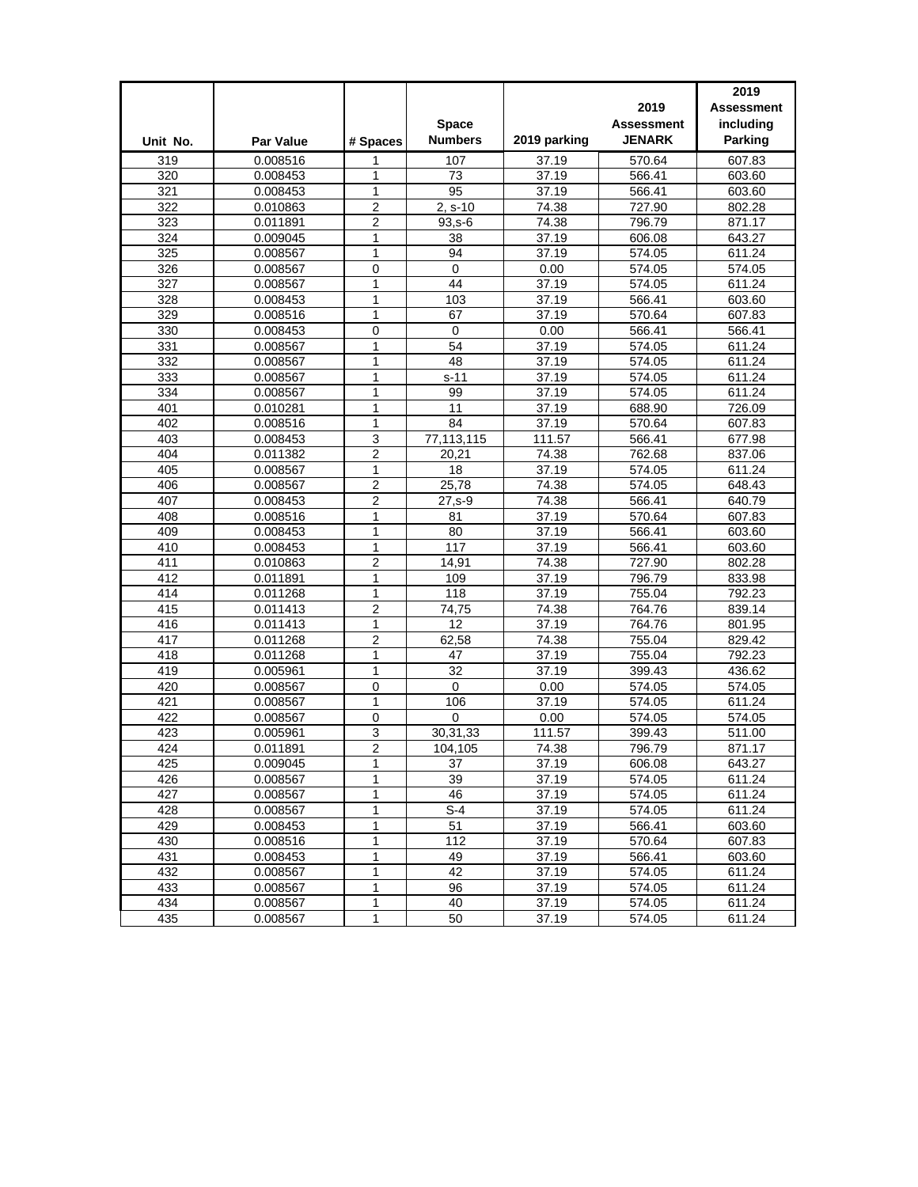| Unit No. | Par Value | # Spaces | Space Numbers | 2019 parking | 2019 Assessment JENARK | 2019 Assessment including Parking |
|---|---|---|---|---|---|---|
| 319 | 0.008516 | 1 | 107 | 37.19 | 570.64 | 607.83 |
| 320 | 0.008453 | 1 | 73 | 37.19 | 566.41 | 603.60 |
| 321 | 0.008453 | 1 | 95 | 37.19 | 566.41 | 603.60 |
| 322 | 0.010863 | 2 | 2, s-10 | 74.38 | 727.90 | 802.28 |
| 323 | 0.011891 | 2 | 93,s-6 | 74.38 | 796.79 | 871.17 |
| 324 | 0.009045 | 1 | 38 | 37.19 | 606.08 | 643.27 |
| 325 | 0.008567 | 1 | 94 | 37.19 | 574.05 | 611.24 |
| 326 | 0.008567 | 0 | 0 | 0.00 | 574.05 | 574.05 |
| 327 | 0.008567 | 1 | 44 | 37.19 | 574.05 | 611.24 |
| 328 | 0.008453 | 1 | 103 | 37.19 | 566.41 | 603.60 |
| 329 | 0.008516 | 1 | 67 | 37.19 | 570.64 | 607.83 |
| 330 | 0.008453 | 0 | 0 | 0.00 | 566.41 | 566.41 |
| 331 | 0.008567 | 1 | 54 | 37.19 | 574.05 | 611.24 |
| 332 | 0.008567 | 1 | 48 | 37.19 | 574.05 | 611.24 |
| 333 | 0.008567 | 1 | s-11 | 37.19 | 574.05 | 611.24 |
| 334 | 0.008567 | 1 | 99 | 37.19 | 574.05 | 611.24 |
| 401 | 0.010281 | 1 | 11 | 37.19 | 688.90 | 726.09 |
| 402 | 0.008516 | 1 | 84 | 37.19 | 570.64 | 607.83 |
| 403 | 0.008453 | 3 | 77,113,115 | 111.57 | 566.41 | 677.98 |
| 404 | 0.011382 | 2 | 20,21 | 74.38 | 762.68 | 837.06 |
| 405 | 0.008567 | 1 | 18 | 37.19 | 574.05 | 611.24 |
| 406 | 0.008567 | 2 | 25,78 | 74.38 | 574.05 | 648.43 |
| 407 | 0.008453 | 2 | 27,s-9 | 74.38 | 566.41 | 640.79 |
| 408 | 0.008516 | 1 | 81 | 37.19 | 570.64 | 607.83 |
| 409 | 0.008453 | 1 | 80 | 37.19 | 566.41 | 603.60 |
| 410 | 0.008453 | 1 | 117 | 37.19 | 566.41 | 603.60 |
| 411 | 0.010863 | 2 | 14,91 | 74.38 | 727.90 | 802.28 |
| 412 | 0.011891 | 1 | 109 | 37.19 | 796.79 | 833.98 |
| 414 | 0.011268 | 1 | 118 | 37.19 | 755.04 | 792.23 |
| 415 | 0.011413 | 2 | 74,75 | 74.38 | 764.76 | 839.14 |
| 416 | 0.011413 | 1 | 12 | 37.19 | 764.76 | 801.95 |
| 417 | 0.011268 | 2 | 62,58 | 74.38 | 755.04 | 829.42 |
| 418 | 0.011268 | 1 | 47 | 37.19 | 755.04 | 792.23 |
| 419 | 0.005961 | 1 | 32 | 37.19 | 399.43 | 436.62 |
| 420 | 0.008567 | 0 | 0 | 0.00 | 574.05 | 574.05 |
| 421 | 0.008567 | 1 | 106 | 37.19 | 574.05 | 611.24 |
| 422 | 0.008567 | 0 | 0 | 0.00 | 574.05 | 574.05 |
| 423 | 0.005961 | 3 | 30,31,33 | 111.57 | 399.43 | 511.00 |
| 424 | 0.011891 | 2 | 104,105 | 74.38 | 796.79 | 871.17 |
| 425 | 0.009045 | 1 | 37 | 37.19 | 606.08 | 643.27 |
| 426 | 0.008567 | 1 | 39 | 37.19 | 574.05 | 611.24 |
| 427 | 0.008567 | 1 | 46 | 37.19 | 574.05 | 611.24 |
| 428 | 0.008567 | 1 | S-4 | 37.19 | 574.05 | 611.24 |
| 429 | 0.008453 | 1 | 51 | 37.19 | 566.41 | 603.60 |
| 430 | 0.008516 | 1 | 112 | 37.19 | 570.64 | 607.83 |
| 431 | 0.008453 | 1 | 49 | 37.19 | 566.41 | 603.60 |
| 432 | 0.008567 | 1 | 42 | 37.19 | 574.05 | 611.24 |
| 433 | 0.008567 | 1 | 96 | 37.19 | 574.05 | 611.24 |
| 434 | 0.008567 | 1 | 40 | 37.19 | 574.05 | 611.24 |
| 435 | 0.008567 | 1 | 50 | 37.19 | 574.05 | 611.24 |